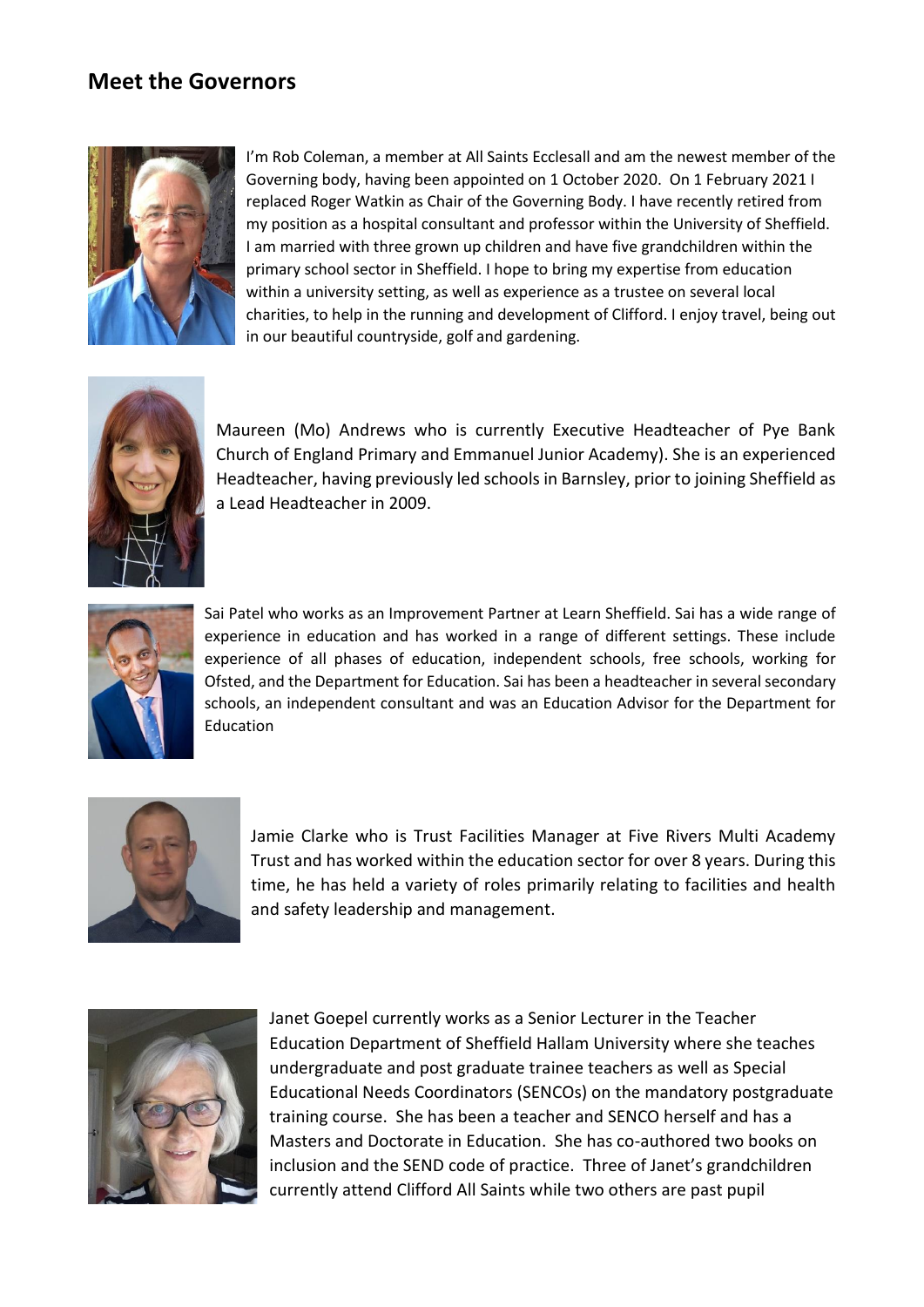## Meet the Governors

I'm Rob Coleman, a member at All Saints Ecclesall and am the newest member of the Governing body, having been appointed on 1 October 2020. On 1 February 2021 I replaced Roger Watkin as Chair of the Governing Body. I have recently retired from my position as a hospital consultant and professor within the University of Sheffield. I am married with three grown up children and have five grandchildren within the primary school sector in Sheffield. I hope to bring my expertise from education within a university setting, as well as experience as a trustee on several local charities, to help in the running and development of Clifford. I enjoy travel, being out in our beautiful countryside, golf and gardening.

Maureen (Mo) Andrews who is currently Executive Headteacher of Pye Bank Church of England Primary and Emmanuel Junior Academy). She is an experienced Headteacher, having previously led schools in Barnsley, prior to joining Sheffield as a Lead Headteacher in 2009.

Sai Patel who works as an Improvement Partner at Learn Sheffield. Sai has a wide range of experience in education and has worked in a range of different settings. These include experience of all phases of education, independent schools, free schools, working for Ofsted, and the Department for Education. Sai has been a headteacher in several secondary schools, an independent consultant and was an Education Advisor for the Department for Education

Jamie Clarke who is Trust Facilities Manager at Five Rivers Multi Academy Trust and has worked within the education sector for over 8 years. During this time, he has held a variety of roles primarily relating to facilities and health and safety leadership and management.

Janet Goepel currently works as a Senior Lecturer in the Teacher Education Department of Sheffield Hallam University where she teaches undergraduate and post graduate trainee teachers as well as Special Educational Needs Coordinators (SENCOs) on the mandatory postgraduate training course. She has been a teacher and SENCO herself and has a Masters and Doctorate in Education. She has co-authored two books on inclusion and the SEND code of practice. Three of Janet's grandchildren currently attend Clifford All Saints while two others are past pupil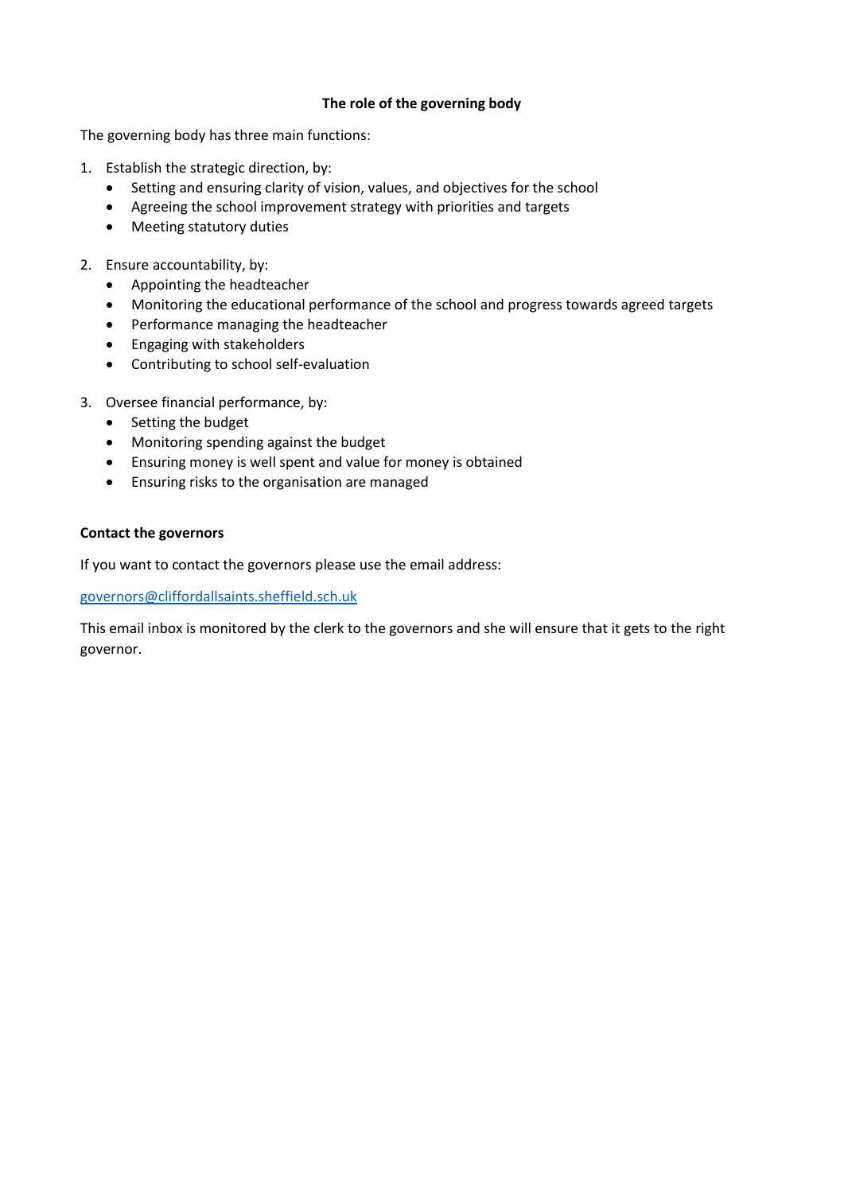## The role of the governing body

The governing body has three main functions:

1. Establish the strategic direction, by:
   - Setting and ensuring clarity of vision, values, and objectives for the school
   - Agreeing the school improvement strategy with priorities and targets
   - Meeting statutory duties

2. Ensure accountability, by:
   - Appointing the headteacher
   - Monitoring the educational performance of the school and progress towards agreed targets
   - Performance managing the headteacher
   - Engaging with stakeholders
   - Contributing to school self-evaluation

3. Oversee financial performance, by:
   - Setting the budget
   - Monitoring spending against the budget
   - Ensuring money is well spent and value for money is obtained
   - Ensuring risks to the organisation are managed

### Contact the governors

If you want to contact the governors please use the email address:

[governors@cliffordallsaints.sheffield.sch.uk](mailto:governors@cliffordallsaints.sheffield.sch.uk)

This email inbox is monitored by the clerk to the governors and she will ensure that it gets to the right governor.